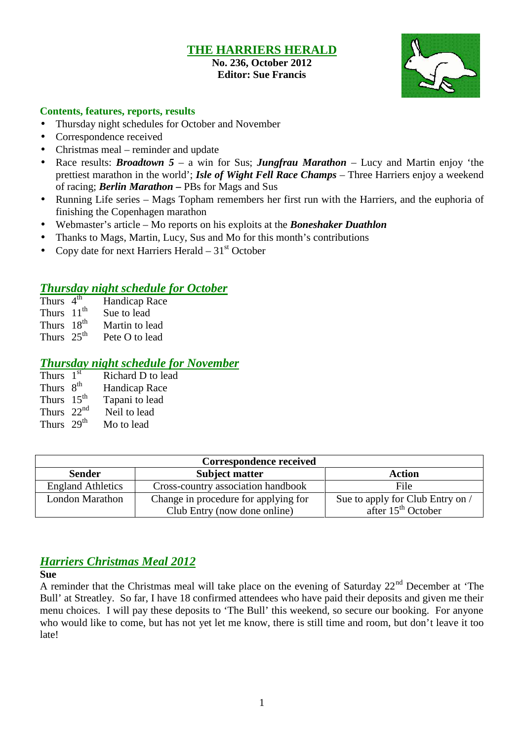# THE HARRIERS HERALD

**No. 236, October 2012**
**Editor: Sue Francis**

**Contents, features, reports, results**

- Thursday night schedules for October and November
- Correspondence received
- Christmas meal – reminder and update
- Race results: ***Broadtown 5*** – a win for Sus; ***Jungfrau Marathon*** – Lucy and Martin enjoy 'the prettiest marathon in the world'; ***Isle of Wight Fell Race Champs*** – Three Harriers enjoy a weekend of racing; ***Berlin Marathon –*** PBs for Mags and Sus
- Running Life series – Mags Topham remembers her first run with the Harriers, and the euphoria of finishing the Copenhagen marathon
- Webmaster's article – Mo reports on his exploits at the ***Boneshaker Duathlon***
- Thanks to Mags, Martin, Lucy, Sus and Mo for this month's contributions
- Copy date for next Harriers Herald – 31st October

## *Thursday night schedule for October*

Thurs 4th Handicap Race
Thurs 11th Sue to lead
Thurs 18th Martin to lead
Thurs 25th Pete O to lead

## *Thursday night schedule for November*

Thurs 1st Richard D to lead
Thurs 8th Handicap Race
Thurs 15th Tapani to lead
Thurs 22nd Neil to lead
Thurs 29th Mo to lead

| Correspondence received | | |
|---|---|---|
| **Sender** | **Subject matter** | **Action** |
| England Athletics | Cross-country association handbook | File |
| London Marathon | Change in procedure for applying for Club Entry (now done online) | Sue to apply for Club Entry on / after 15th October |

## *Harriers Christmas Meal 2012*

**Sue**

A reminder that the Christmas meal will take place on the evening of Saturday 22nd December at 'The Bull' at Streatley. So far, I have 18 confirmed attendees who have paid their deposits and given me their menu choices. I will pay these deposits to 'The Bull' this weekend, so secure our booking. For anyone who would like to come, but has not yet let me know, there is still time and room, but don't leave it too late!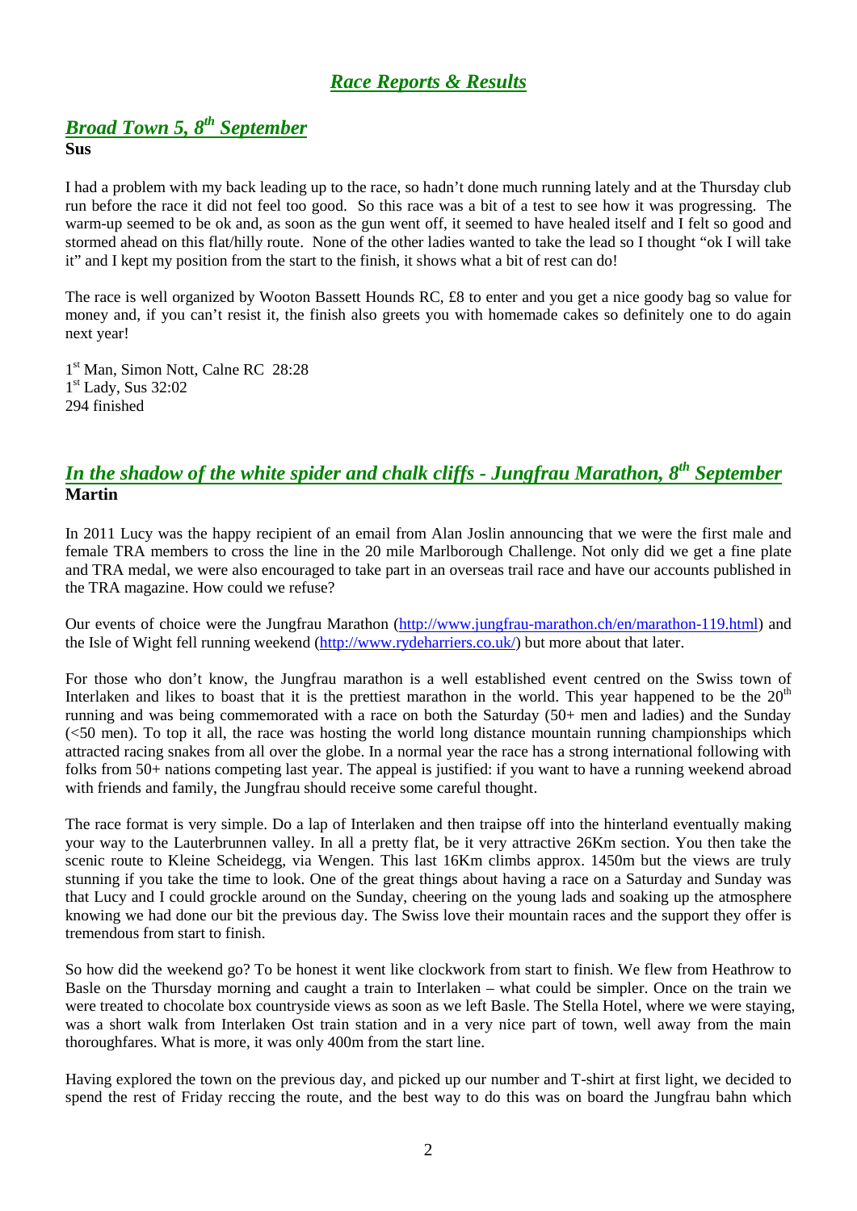# *Race Reports & Results*

## *Broad Town 5, 8th September*

**Sus**

I had a problem with my back leading up to the race, so hadn't done much running lately and at the Thursday club run before the race it did not feel too good. So this race was a bit of a test to see how it was progressing. The warm-up seemed to be ok and, as soon as the gun went off, it seemed to have healed itself and I felt so good and stormed ahead on this flat/hilly route. None of the other ladies wanted to take the lead so I thought "ok I will take it" and I kept my position from the start to the finish, it shows what a bit of rest can do!

The race is well organized by Wooton Bassett Hounds RC, £8 to enter and you get a nice goody bag so value for money and, if you can't resist it, the finish also greets you with homemade cakes so definitely one to do again next year!

1st Man, Simon Nott, Calne RC 28:28
1st Lady, Sus 32:02
294 finished

## *In the shadow of the white spider and chalk cliffs - Jungfrau Marathon, 8th September*

**Martin**

In 2011 Lucy was the happy recipient of an email from Alan Joslin announcing that we were the first male and female TRA members to cross the line in the 20 mile Marlborough Challenge. Not only did we get a fine plate and TRA medal, we were also encouraged to take part in an overseas trail race and have our accounts published in the TRA magazine. How could we refuse?

Our events of choice were the Jungfrau Marathon (http://www.jungfrau-marathon.ch/en/marathon-119.html) and the Isle of Wight fell running weekend (http://www.rydeharriers.co.uk/) but more about that later.

For those who don't know, the Jungfrau marathon is a well established event centred on the Swiss town of Interlaken and likes to boast that it is the prettiest marathon in the world. This year happened to be the 20th running and was being commemorated with a race on both the Saturday (50+ men and ladies) and the Sunday (<50 men). To top it all, the race was hosting the world long distance mountain running championships which attracted racing snakes from all over the globe. In a normal year the race has a strong international following with folks from 50+ nations competing last year. The appeal is justified: if you want to have a running weekend abroad with friends and family, the Jungfrau should receive some careful thought.

The race format is very simple. Do a lap of Interlaken and then traipse off into the hinterland eventually making your way to the Lauterbrunnen valley. In all a pretty flat, be it very attractive 26Km section. You then take the scenic route to Kleine Scheidegg, via Wengen. This last 16Km climbs approx. 1450m but the views are truly stunning if you take the time to look. One of the great things about having a race on a Saturday and Sunday was that Lucy and I could grockle around on the Sunday, cheering on the young lads and soaking up the atmosphere knowing we had done our bit the previous day. The Swiss love their mountain races and the support they offer is tremendous from start to finish.

So how did the weekend go? To be honest it went like clockwork from start to finish. We flew from Heathrow to Basle on the Thursday morning and caught a train to Interlaken – what could be simpler. Once on the train we were treated to chocolate box countryside views as soon as we left Basle. The Stella Hotel, where we were staying, was a short walk from Interlaken Ost train station and in a very nice part of town, well away from the main thoroughfares. What is more, it was only 400m from the start line.

Having explored the town on the previous day, and picked up our number and T-shirt at first light, we decided to spend the rest of Friday reccing the route, and the best way to do this was on board the Jungfrau bahn which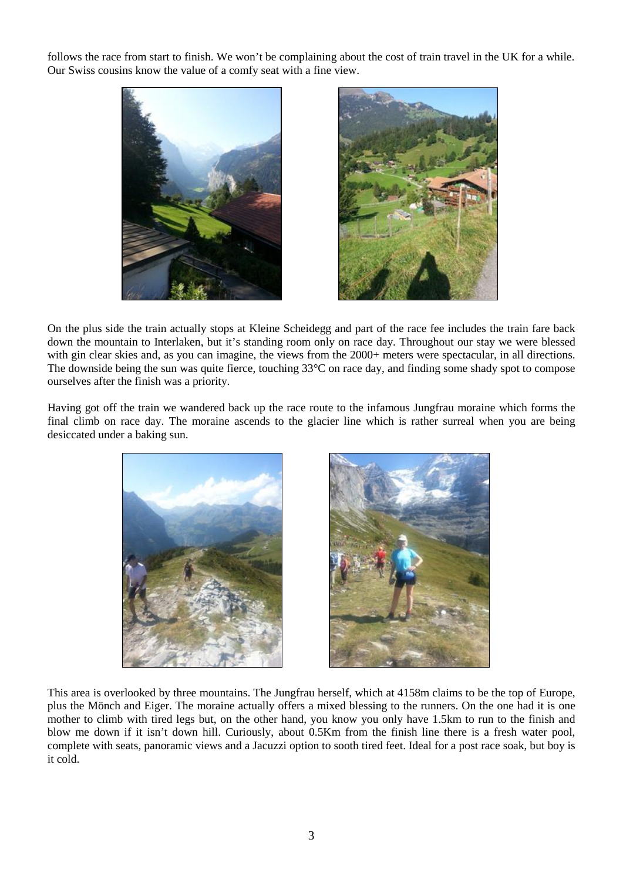follows the race from start to finish. We won't be complaining about the cost of train travel in the UK for a while. Our Swiss cousins know the value of a comfy seat with a fine view.

On the plus side the train actually stops at Kleine Scheidegg and part of the race fee includes the train fare back down the mountain to Interlaken, but it's standing room only on race day. Throughout our stay we were blessed with gin clear skies and, as you can imagine, the views from the 2000+ meters were spectacular, in all directions. The downside being the sun was quite fierce, touching 33°C on race day, and finding some shady spot to compose ourselves after the finish was a priority.

Having got off the train we wandered back up the race route to the infamous Jungfrau moraine which forms the final climb on race day. The moraine ascends to the glacier line which is rather surreal when you are being desiccated under a baking sun.

This area is overlooked by three mountains. The Jungfrau herself, which at 4158m claims to be the top of Europe, plus the Mönch and Eiger. The moraine actually offers a mixed blessing to the runners. On the one had it is one mother to climb with tired legs but, on the other hand, you know you only have 1.5km to run to the finish and blow me down if it isn't down hill. Curiously, about 0.5Km from the finish line there is a fresh water pool, complete with seats, panoramic views and a Jacuzzi option to sooth tired feet. Ideal for a post race soak, but boy is it cold.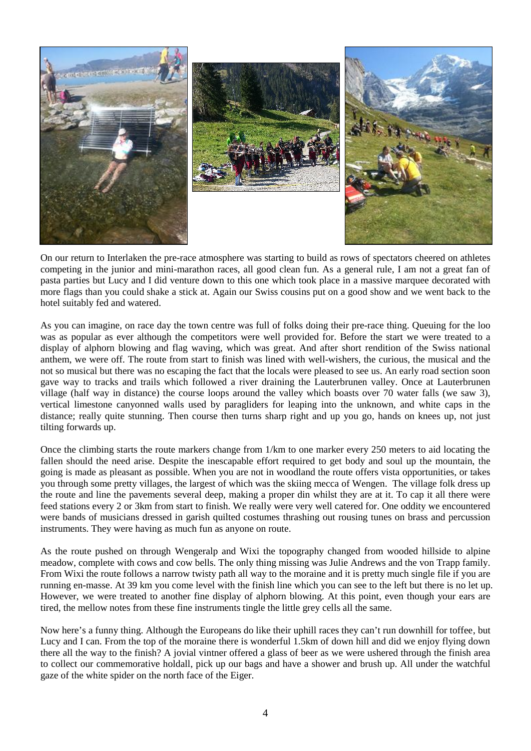On our return to Interlaken the pre-race atmosphere was starting to build as rows of spectators cheered on athletes competing in the junior and mini-marathon races, all good clean fun. As a general rule, I am not a great fan of pasta parties but Lucy and I did venture down to this one which took place in a massive marquee decorated with more flags than you could shake a stick at. Again our Swiss cousins put on a good show and we went back to the hotel suitably fed and watered.

As you can imagine, on race day the town centre was full of folks doing their pre-race thing. Queuing for the loo was as popular as ever although the competitors were well provided for. Before the start we were treated to a display of alphorn blowing and flag waving, which was great. And after short rendition of the Swiss national anthem, we were off. The route from start to finish was lined with well-wishers, the curious, the musical and the not so musical but there was no escaping the fact that the locals were pleased to see us. An early road section soon gave way to tracks and trails which followed a river draining the Lauterbrunen valley. Once at Lauterbrunen village (half way in distance) the course loops around the valley which boasts over 70 water falls (we saw 3), vertical limestone canyonned walls used by paragliders for leaping into the unknown, and white caps in the distance; really quite stunning. Then course then turns sharp right and up you go, hands on knees up, not just tilting forwards up.

Once the climbing starts the route markers change from 1/km to one marker every 250 meters to aid locating the fallen should the need arise. Despite the inescapable effort required to get body and soul up the mountain, the going is made as pleasant as possible. When you are not in woodland the route offers vista opportunities, or takes you through some pretty villages, the largest of which was the skiing mecca of Wengen. The village folk dress up the route and line the pavements several deep, making a proper din whilst they are at it. To cap it all there were feed stations every 2 or 3km from start to finish. We really were very well catered for. One oddity we encountered were bands of musicians dressed in garish quilted costumes thrashing out rousing tunes on brass and percussion instruments. They were having as much fun as anyone on route.

As the route pushed on through Wengeralp and Wixi the topography changed from wooded hillside to alpine meadow, complete with cows and cow bells. The only thing missing was Julie Andrews and the von Trapp family. From Wixi the route follows a narrow twisty path all way to the moraine and it is pretty much single file if you are running en-masse. At 39 km you come level with the finish line which you can see to the left but there is no let up. However, we were treated to another fine display of alphorn blowing. At this point, even though your ears are tired, the mellow notes from these fine instruments tingle the little grey cells all the same.

Now here's a funny thing. Although the Europeans do like their uphill races they can't run downhill for toffee, but Lucy and I can. From the top of the moraine there is wonderful 1.5km of down hill and did we enjoy flying down there all the way to the finish? A jovial vintner offered a glass of beer as we were ushered through the finish area to collect our commemorative holdall, pick up our bags and have a shower and brush up. All under the watchful gaze of the white spider on the north face of the Eiger.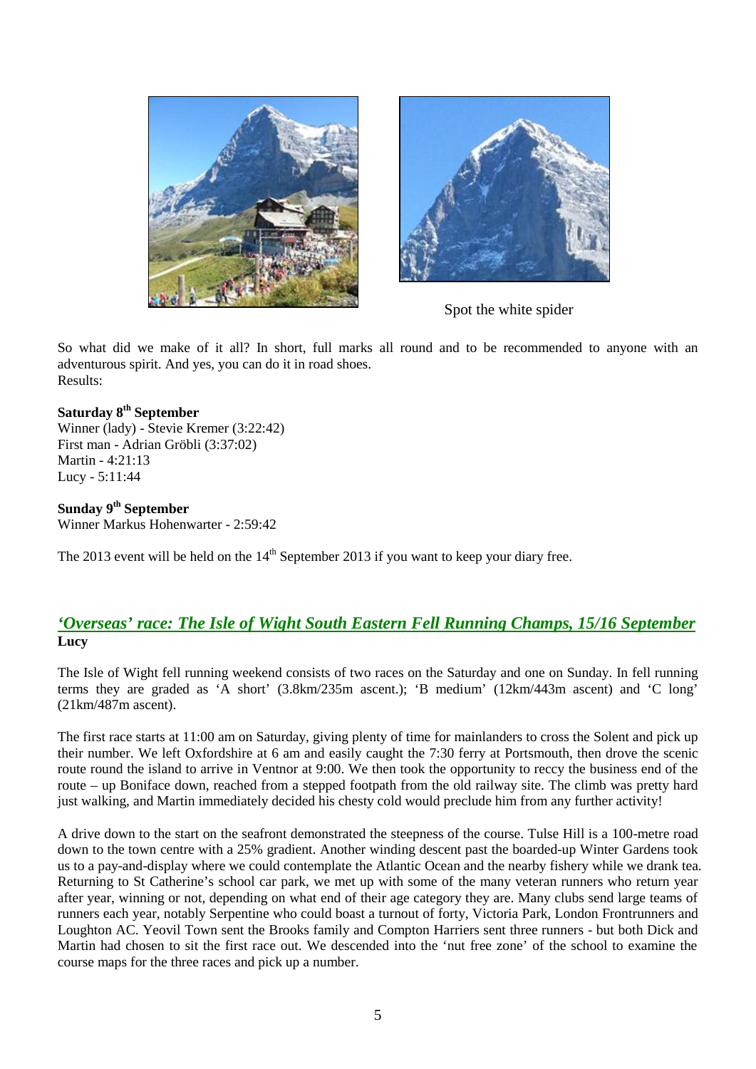Spot the white spider

So what did we make of it all? In short, full marks all round and to be recommended to anyone with an adventurous spirit. And yes, you can do it in road shoes.
Results:

**Saturday 8th September**
Winner (lady) - Stevie Kremer (3:22:42)
First man - Adrian Gröbli (3:37:02)
Martin - 4:21:13
Lucy - 5:11:44

**Sunday 9th September**
Winner Markus Hohenwarter - 2:59:42

The 2013 event will be held on the 14th September 2013 if you want to keep your diary free.

## *'Overseas' race: The Isle of Wight South Eastern Fell Running Champs, 15/16 September*

**Lucy**

The Isle of Wight fell running weekend consists of two races on the Saturday and one on Sunday. In fell running terms they are graded as 'A short' (3.8km/235m ascent.); 'B medium' (12km/443m ascent) and 'C long' (21km/487m ascent).

The first race starts at 11:00 am on Saturday, giving plenty of time for mainlanders to cross the Solent and pick up their number. We left Oxfordshire at 6 am and easily caught the 7:30 ferry at Portsmouth, then drove the scenic route round the island to arrive in Ventnor at 9:00. We then took the opportunity to reccy the business end of the route – up Boniface down, reached from a stepped footpath from the old railway site. The climb was pretty hard just walking, and Martin immediately decided his chesty cold would preclude him from any further activity!

A drive down to the start on the seafront demonstrated the steepness of the course. Tulse Hill is a 100-metre road down to the town centre with a 25% gradient. Another winding descent past the boarded-up Winter Gardens took us to a pay-and-display where we could contemplate the Atlantic Ocean and the nearby fishery while we drank tea. Returning to St Catherine's school car park, we met up with some of the many veteran runners who return year after year, winning or not, depending on what end of their age category they are. Many clubs send large teams of runners each year, notably Serpentine who could boast a turnout of forty, Victoria Park, London Frontrunners and Loughton AC. Yeovil Town sent the Brooks family and Compton Harriers sent three runners - but both Dick and Martin had chosen to sit the first race out. We descended into the 'nut free zone' of the school to examine the course maps for the three races and pick up a number.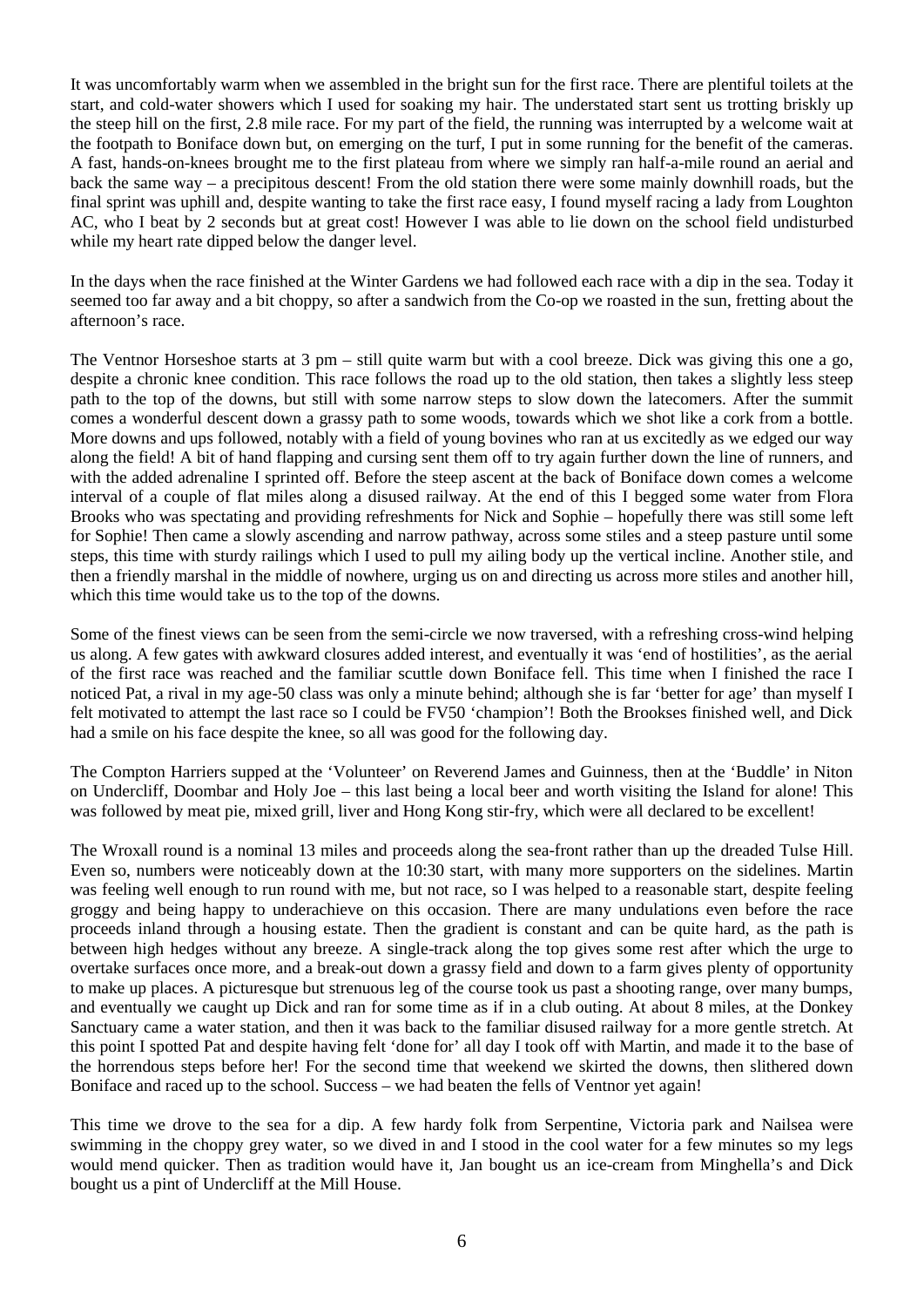It was uncomfortably warm when we assembled in the bright sun for the first race. There are plentiful toilets at the start, and cold-water showers which I used for soaking my hair. The understated start sent us trotting briskly up the steep hill on the first, 2.8 mile race. For my part of the field, the running was interrupted by a welcome wait at the footpath to Boniface down but, on emerging on the turf, I put in some running for the benefit of the cameras. A fast, hands-on-knees brought me to the first plateau from where we simply ran half-a-mile round an aerial and back the same way – a precipitous descent! From the old station there were some mainly downhill roads, but the final sprint was uphill and, despite wanting to take the first race easy, I found myself racing a lady from Loughton AC, who I beat by 2 seconds but at great cost! However I was able to lie down on the school field undisturbed while my heart rate dipped below the danger level.

In the days when the race finished at the Winter Gardens we had followed each race with a dip in the sea. Today it seemed too far away and a bit choppy, so after a sandwich from the Co-op we roasted in the sun, fretting about the afternoon's race.

The Ventnor Horseshoe starts at 3 pm – still quite warm but with a cool breeze. Dick was giving this one a go, despite a chronic knee condition. This race follows the road up to the old station, then takes a slightly less steep path to the top of the downs, but still with some narrow steps to slow down the latecomers. After the summit comes a wonderful descent down a grassy path to some woods, towards which we shot like a cork from a bottle. More downs and ups followed, notably with a field of young bovines who ran at us excitedly as we edged our way along the field! A bit of hand flapping and cursing sent them off to try again further down the line of runners, and with the added adrenaline I sprinted off. Before the steep ascent at the back of Boniface down comes a welcome interval of a couple of flat miles along a disused railway. At the end of this I begged some water from Flora Brooks who was spectating and providing refreshments for Nick and Sophie – hopefully there was still some left for Sophie! Then came a slowly ascending and narrow pathway, across some stiles and a steep pasture until some steps, this time with sturdy railings which I used to pull my ailing body up the vertical incline. Another stile, and then a friendly marshal in the middle of nowhere, urging us on and directing us across more stiles and another hill, which this time would take us to the top of the downs.

Some of the finest views can be seen from the semi-circle we now traversed, with a refreshing cross-wind helping us along. A few gates with awkward closures added interest, and eventually it was 'end of hostilities', as the aerial of the first race was reached and the familiar scuttle down Boniface fell. This time when I finished the race I noticed Pat, a rival in my age-50 class was only a minute behind; although she is far 'better for age' than myself I felt motivated to attempt the last race so I could be FV50 'champion'! Both the Brookses finished well, and Dick had a smile on his face despite the knee, so all was good for the following day.

The Compton Harriers supped at the 'Volunteer' on Reverend James and Guinness, then at the 'Buddle' in Niton on Undercliff, Doombar and Holy Joe – this last being a local beer and worth visiting the Island for alone! This was followed by meat pie, mixed grill, liver and Hong Kong stir-fry, which were all declared to be excellent!

The Wroxall round is a nominal 13 miles and proceeds along the sea-front rather than up the dreaded Tulse Hill. Even so, numbers were noticeably down at the 10:30 start, with many more supporters on the sidelines. Martin was feeling well enough to run round with me, but not race, so I was helped to a reasonable start, despite feeling groggy and being happy to underachieve on this occasion. There are many undulations even before the race proceeds inland through a housing estate. Then the gradient is constant and can be quite hard, as the path is between high hedges without any breeze. A single-track along the top gives some rest after which the urge to overtake surfaces once more, and a break-out down a grassy field and down to a farm gives plenty of opportunity to make up places. A picturesque but strenuous leg of the course took us past a shooting range, over many bumps, and eventually we caught up Dick and ran for some time as if in a club outing. At about 8 miles, at the Donkey Sanctuary came a water station, and then it was back to the familiar disused railway for a more gentle stretch. At this point I spotted Pat and despite having felt 'done for' all day I took off with Martin, and made it to the base of the horrendous steps before her! For the second time that weekend we skirted the downs, then slithered down Boniface and raced up to the school. Success – we had beaten the fells of Ventnor yet again!

This time we drove to the sea for a dip. A few hardy folk from Serpentine, Victoria park and Nailsea were swimming in the choppy grey water, so we dived in and I stood in the cool water for a few minutes so my legs would mend quicker. Then as tradition would have it, Jan bought us an ice-cream from Minghella's and Dick bought us a pint of Undercliff at the Mill House.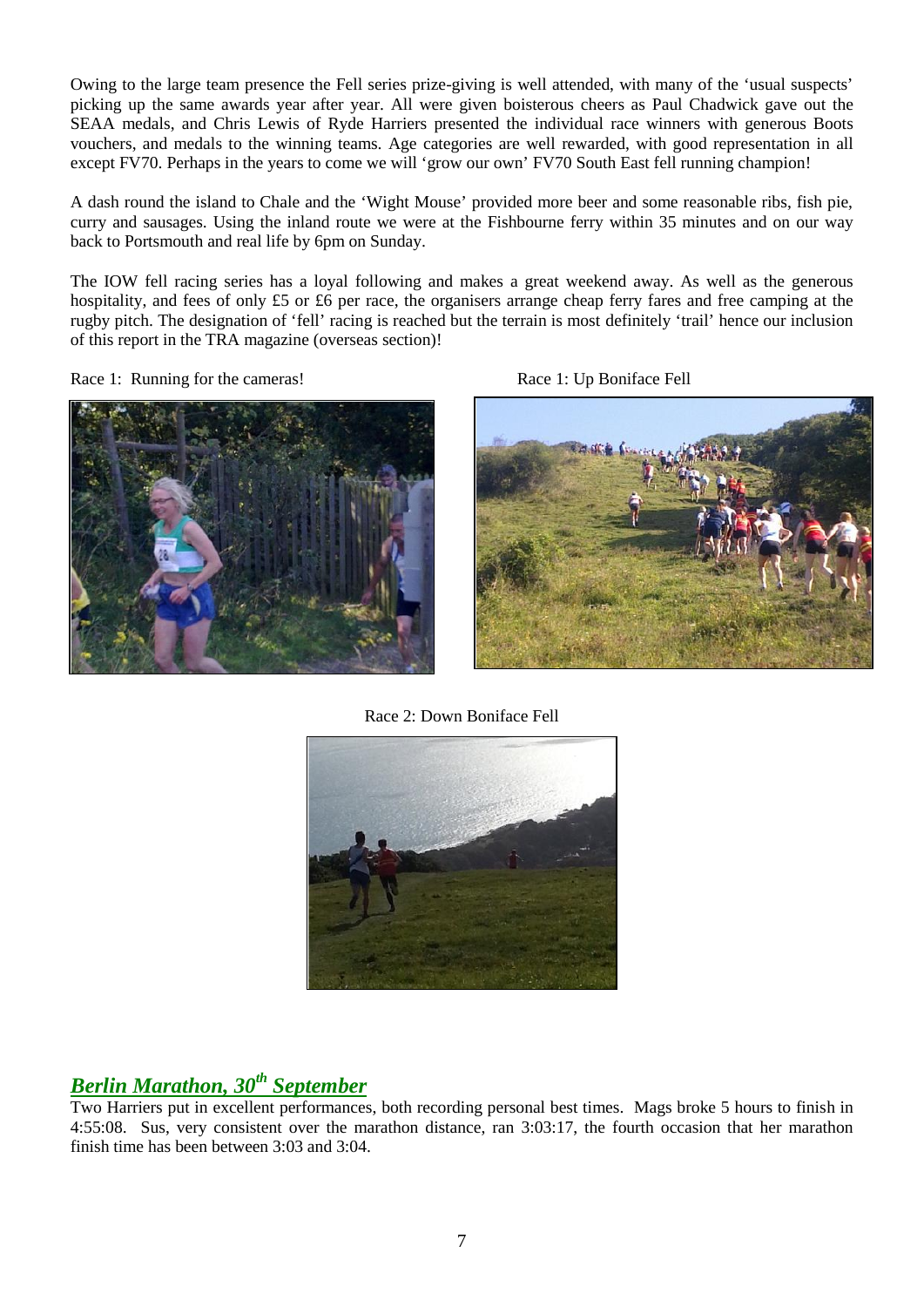Owing to the large team presence the Fell series prize-giving is well attended, with many of the 'usual suspects' picking up the same awards year after year. All were given boisterous cheers as Paul Chadwick gave out the SEAA medals, and Chris Lewis of Ryde Harriers presented the individual race winners with generous Boots vouchers, and medals to the winning teams. Age categories are well rewarded, with good representation in all except FV70. Perhaps in the years to come we will 'grow our own' FV70 South East fell running champion!

A dash round the island to Chale and the 'Wight Mouse' provided more beer and some reasonable ribs, fish pie, curry and sausages. Using the inland route we were at the Fishbourne ferry within 35 minutes and on our way back to Portsmouth and real life by 6pm on Sunday.

The IOW fell racing series has a loyal following and makes a great weekend away. As well as the generous hospitality, and fees of only £5 or £6 per race, the organisers arrange cheap ferry fares and free camping at the rugby pitch. The designation of 'fell' racing is reached but the terrain is most definitely 'trail' hence our inclusion of this report in the TRA magazine (overseas section)!

Race 1: Running for the cameras!

Race 1: Up Boniface Fell

Race 2: Down Boniface Fell

## *Berlin Marathon, 30th September*

Two Harriers put in excellent performances, both recording personal best times. Mags broke 5 hours to finish in 4:55:08. Sus, very consistent over the marathon distance, ran 3:03:17, the fourth occasion that her marathon finish time has been between 3:03 and 3:04.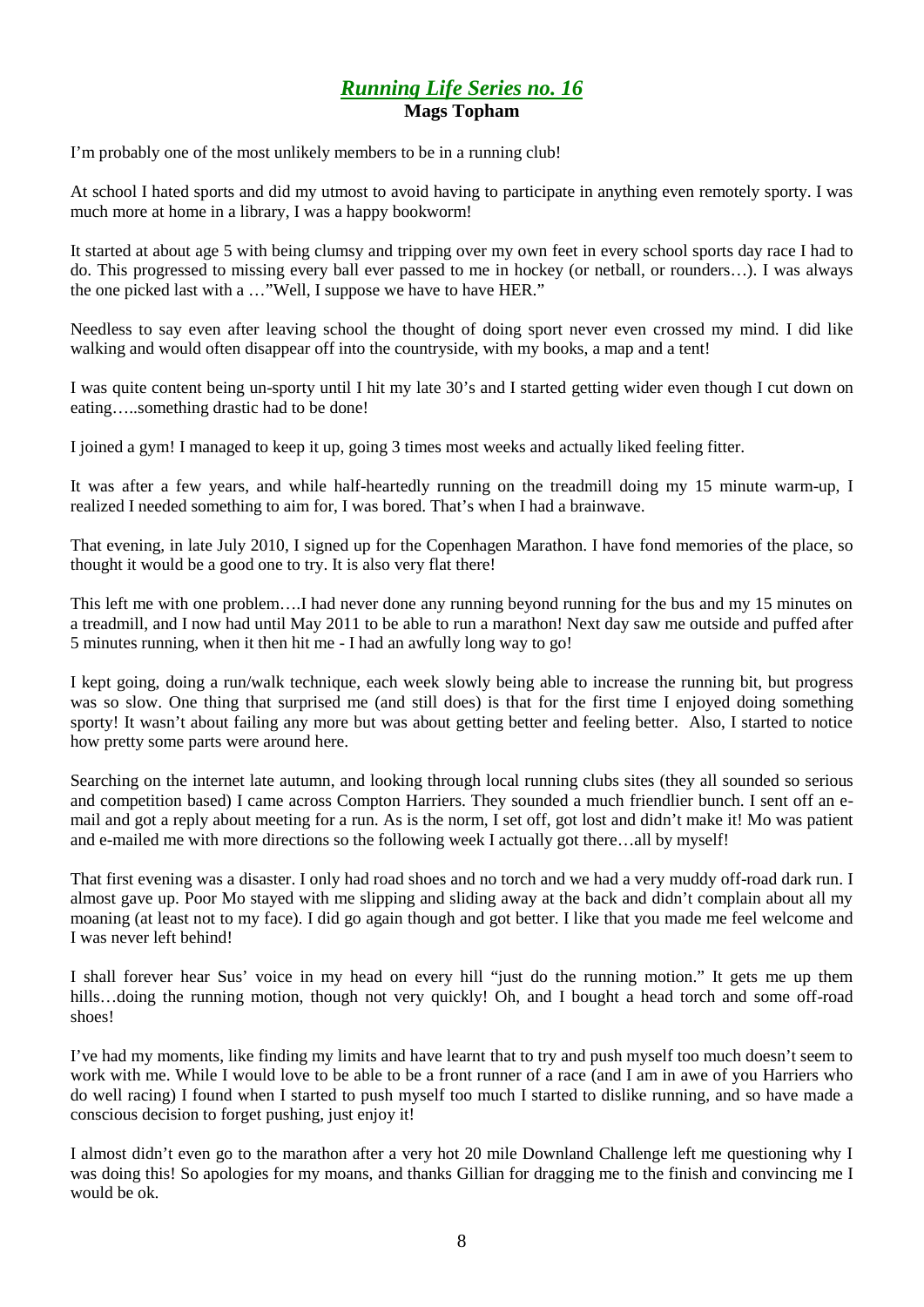## ***Running Life Series no. 16***
**Mags Topham**

I'm probably one of the most unlikely members to be in a running club!

At school I hated sports and did my utmost to avoid having to participate in anything even remotely sporty. I was much more at home in a library, I was a happy bookworm!

It started at about age 5 with being clumsy and tripping over my own feet in every school sports day race I had to do. This progressed to missing every ball ever passed to me in hockey (or netball, or rounders…). I was always the one picked last with a …"Well, I suppose we have to have HER."

Needless to say even after leaving school the thought of doing sport never even crossed my mind. I did like walking and would often disappear off into the countryside, with my books, a map and a tent!

I was quite content being un-sporty until I hit my late 30's and I started getting wider even though I cut down on eating…..something drastic had to be done!

I joined a gym! I managed to keep it up, going 3 times most weeks and actually liked feeling fitter.

It was after a few years, and while half-heartedly running on the treadmill doing my 15 minute warm-up, I realized I needed something to aim for, I was bored. That's when I had a brainwave.

That evening, in late July 2010, I signed up for the Copenhagen Marathon. I have fond memories of the place, so thought it would be a good one to try. It is also very flat there!

This left me with one problem….I had never done any running beyond running for the bus and my 15 minutes on a treadmill, and I now had until May 2011 to be able to run a marathon! Next day saw me outside and puffed after 5 minutes running, when it then hit me - I had an awfully long way to go!

I kept going, doing a run/walk technique, each week slowly being able to increase the running bit, but progress was so slow. One thing that surprised me (and still does) is that for the first time I enjoyed doing something sporty! It wasn't about failing any more but was about getting better and feeling better. Also, I started to notice how pretty some parts were around here.

Searching on the internet late autumn, and looking through local running clubs sites (they all sounded so serious and competition based) I came across Compton Harriers. They sounded a much friendlier bunch. I sent off an e-mail and got a reply about meeting for a run. As is the norm, I set off, got lost and didn't make it! Mo was patient and e-mailed me with more directions so the following week I actually got there…all by myself!

That first evening was a disaster. I only had road shoes and no torch and we had a very muddy off-road dark run. I almost gave up. Poor Mo stayed with me slipping and sliding away at the back and didn't complain about all my moaning (at least not to my face). I did go again though and got better. I like that you made me feel welcome and I was never left behind!

I shall forever hear Sus' voice in my head on every hill "just do the running motion." It gets me up them hills…doing the running motion, though not very quickly! Oh, and I bought a head torch and some off-road shoes!

I've had my moments, like finding my limits and have learnt that to try and push myself too much doesn't seem to work with me. While I would love to be able to be a front runner of a race (and I am in awe of you Harriers who do well racing) I found when I started to push myself too much I started to dislike running, and so have made a conscious decision to forget pushing, just enjoy it!

I almost didn't even go to the marathon after a very hot 20 mile Downland Challenge left me questioning why I was doing this! So apologies for my moans, and thanks Gillian for dragging me to the finish and convincing me I would be ok.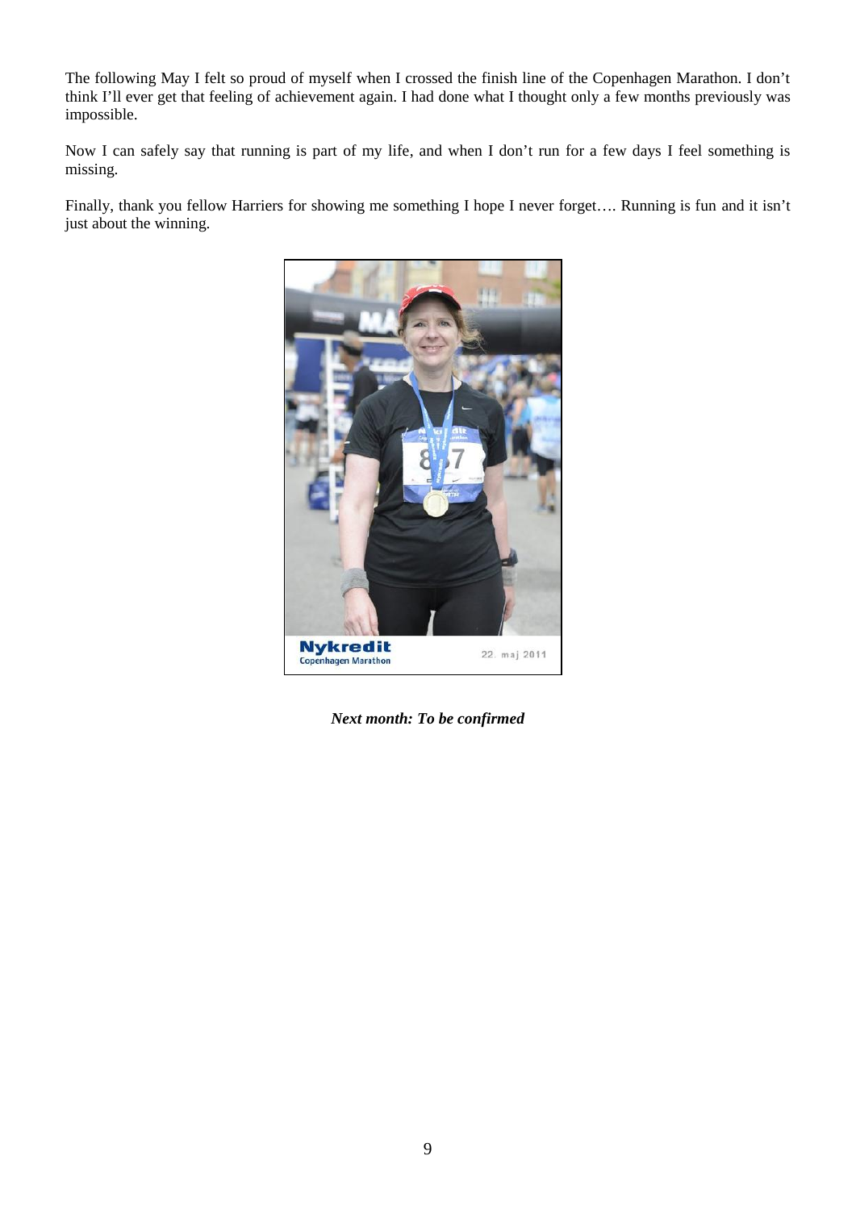The following May I felt so proud of myself when I crossed the finish line of the Copenhagen Marathon. I don't think I'll ever get that feeling of achievement again. I had done what I thought only a few months previously was impossible.

Now I can safely say that running is part of my life, and when I don't run for a few days I feel something is missing.

Finally, thank you fellow Harriers for showing me something I hope I never forget…. Running is fun and it isn't just about the winning.

***Next month: To be confirmed***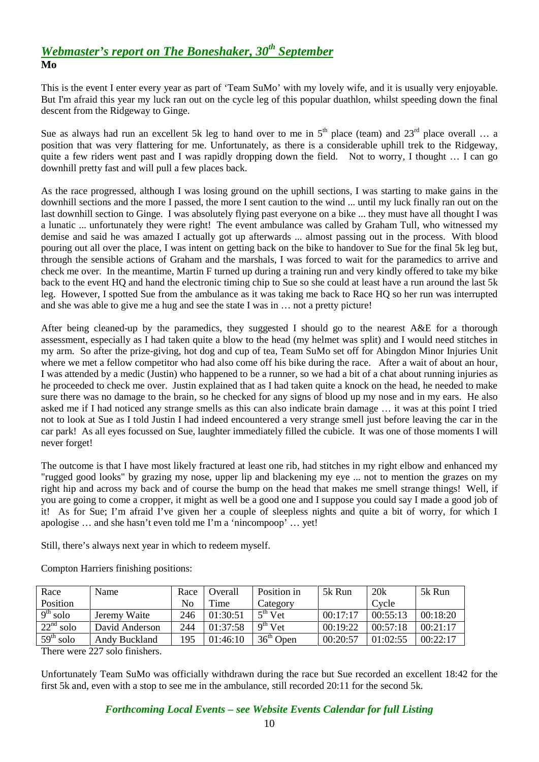## *Webmaster's report on The Boneshaker, 30th September*

**Mo**

This is the event I enter every year as part of 'Team SuMo' with my lovely wife, and it is usually very enjoyable. But I'm afraid this year my luck ran out on the cycle leg of this popular duathlon, whilst speeding down the final descent from the Ridgeway to Ginge.

Sue as always had run an excellent 5k leg to hand over to me in 5th place (team) and 23rd place overall … a position that was very flattering for me. Unfortunately, as there is a considerable uphill trek to the Ridgeway, quite a few riders went past and I was rapidly dropping down the field. Not to worry, I thought … I can go downhill pretty fast and will pull a few places back.

As the race progressed, although I was losing ground on the uphill sections, I was starting to make gains in the downhill sections and the more I passed, the more I sent caution to the wind ... until my luck finally ran out on the last downhill section to Ginge. I was absolutely flying past everyone on a bike ... they must have all thought I was a lunatic ... unfortunately they were right! The event ambulance was called by Graham Tull, who witnessed my demise and said he was amazed I actually got up afterwards ... almost passing out in the process. With blood pouring out all over the place, I was intent on getting back on the bike to handover to Sue for the final 5k leg but, through the sensible actions of Graham and the marshals, I was forced to wait for the paramedics to arrive and check me over. In the meantime, Martin F turned up during a training run and very kindly offered to take my bike back to the event HQ and hand the electronic timing chip to Sue so she could at least have a run around the last 5k leg. However, I spotted Sue from the ambulance as it was taking me back to Race HQ so her run was interrupted and she was able to give me a hug and see the state I was in … not a pretty picture!

After being cleaned-up by the paramedics, they suggested I should go to the nearest A&E for a thorough assessment, especially as I had taken quite a blow to the head (my helmet was split) and I would need stitches in my arm. So after the prize-giving, hot dog and cup of tea, Team SuMo set off for Abingdon Minor Injuries Unit where we met a fellow competitor who had also come off his bike during the race. After a wait of about an hour, I was attended by a medic (Justin) who happened to be a runner, so we had a bit of a chat about running injuries as he proceeded to check me over. Justin explained that as I had taken quite a knock on the head, he needed to make sure there was no damage to the brain, so he checked for any signs of blood up my nose and in my ears. He also asked me if I had noticed any strange smells as this can also indicate brain damage … it was at this point I tried not to look at Sue as I told Justin I had indeed encountered a very strange smell just before leaving the car in the car park! As all eyes focussed on Sue, laughter immediately filled the cubicle. It was one of those moments I will never forget!

The outcome is that I have most likely fractured at least one rib, had stitches in my right elbow and enhanced my "rugged good looks" by grazing my nose, upper lip and blackening my eye ... not to mention the grazes on my right hip and across my back and of course the bump on the head that makes me smell strange things! Well, if you are going to come a cropper, it might as well be a good one and I suppose you could say I made a good job of it! As for Sue; I'm afraid I've given her a couple of sleepless nights and quite a bit of worry, for which I apologise … and she hasn't even told me I'm a 'nincompoop' … yet!

Still, there's always next year in which to redeem myself.

Compton Harriers finishing positions:

| Race Position | Name | Race No | Overall Time | Position in Category | 5k Run | 20k Cycle | 5k Run |
|---|---|---|---|---|---|---|---|
| 9th solo | Jeremy Waite | 246 | 01:30:51 | 5th Vet | 00:17:17 | 00:55:13 | 00:18:20 |
| 22nd solo | David Anderson | 244 | 01:37:58 | 9th Vet | 00:19:22 | 00:57:18 | 00:21:17 |
| 59th solo | Andy Buckland | 195 | 01:46:10 | 36th Open | 00:20:57 | 01:02:55 | 00:22:17 |

There were 227 solo finishers.

Unfortunately Team SuMo was officially withdrawn during the race but Sue recorded an excellent 18:42 for the first 5k and, even with a stop to see me in the ambulance, still recorded 20:11 for the second 5k.

***Forthcoming Local Events – see Website Events Calendar for full Listing***